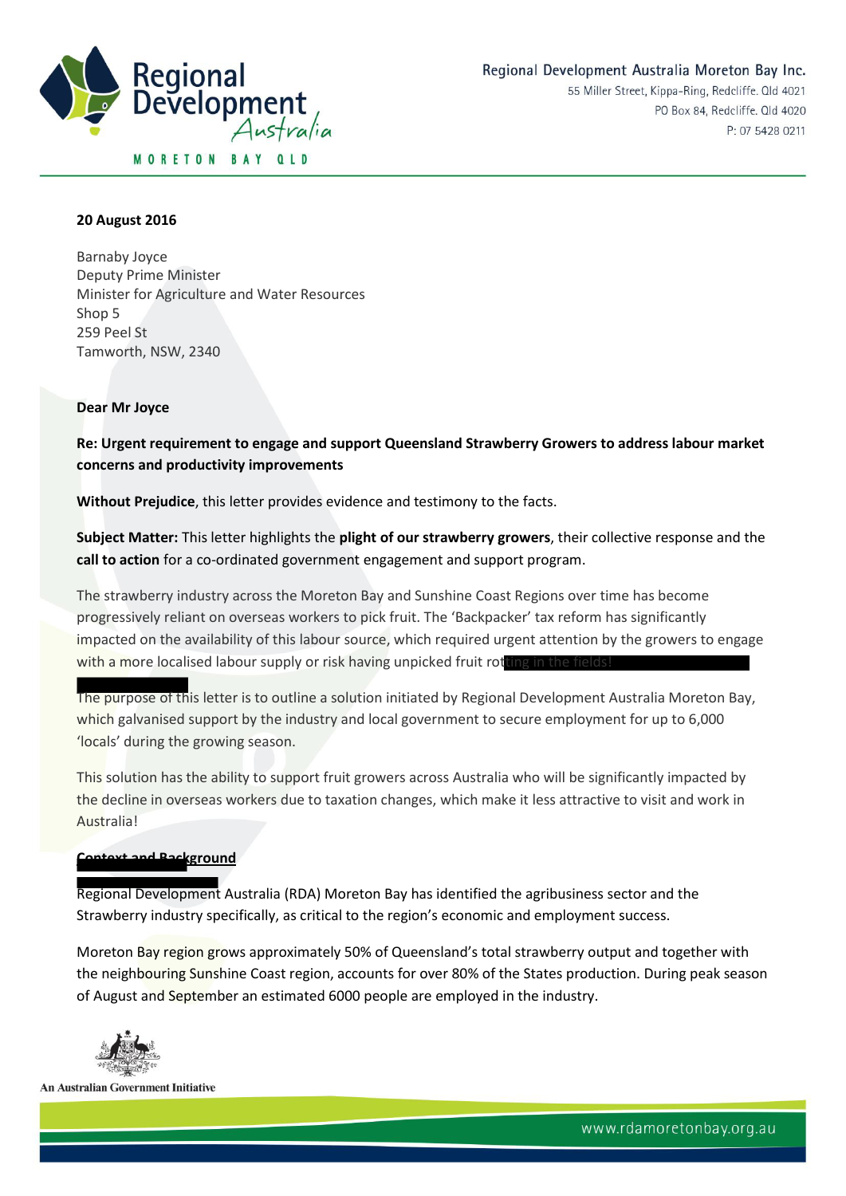Regional Development Australia Moreton Bay Inc.
55 Miller Street, Kippa-Ring, Redcliffe. Qld 4021
PO Box 84, Redcliffe. Qld 4020
P: 07 5428 0211

**20 August 2016**

Barnaby Joyce
Deputy Prime Minister
Minister for Agriculture and Water Resources
Shop 5
259 Peel St
Tamworth, NSW, 2340

**Dear Mr Joyce**

**Re: Urgent requirement to engage and support Queensland Strawberry Growers to address labour market concerns and productivity improvements**

**Without Prejudice**, this letter provides evidence and testimony to the facts.

**Subject Matter:** This letter highlights the **plight of our strawberry growers**, their collective response and the **call to action** for a co-ordinated government engagement and support program.

The strawberry industry across the Moreton Bay and Sunshine Coast Regions over time has become progressively reliant on overseas workers to pick fruit. The 'Backpacker' tax reform has significantly impacted on the availability of this labour source, which required urgent attention by the growers to engage with a more localised labour supply or risk having unpicked fruit rotting in the fields!

The purpose of this letter is to outline a solution initiated by Regional Development Australia Moreton Bay, which galvanised support by the industry and local government to secure employment for up to 6,000 'locals' during the growing season.

This solution has the ability to support fruit growers across Australia who will be significantly impacted by the decline in overseas workers due to taxation changes, which make it less attractive to visit and work in Australia!

## Context and Background

Regional Development Australia (RDA) Moreton Bay has identified the agribusiness sector and the Strawberry industry specifically, as critical to the region's economic and employment success.

Moreton Bay region grows approximately 50% of Queensland's total strawberry output and together with the neighbouring Sunshine Coast region, accounts for over 80% of the States production. During peak season of August and September an estimated 6000 people are employed in the industry.

An Australian Government Initiative

www.rdamoretonbay.org.au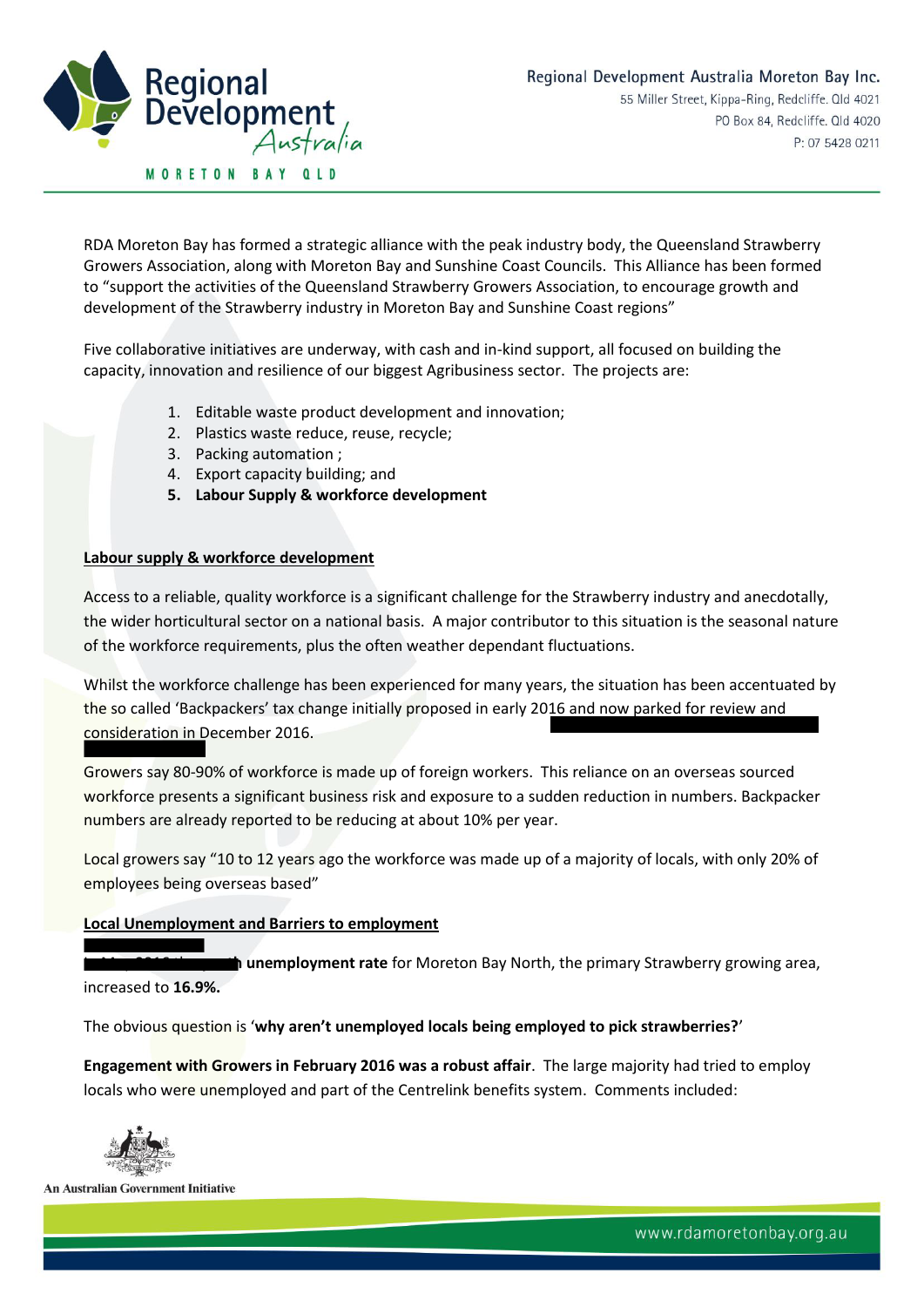RDA Moreton Bay has formed a strategic alliance with the peak industry body, the Queensland Strawberry Growers Association, along with Moreton Bay and Sunshine Coast Councils. This Alliance has been formed to "support the activities of the Queensland Strawberry Growers Association, to encourage growth and development of the Strawberry industry in Moreton Bay and Sunshine Coast regions"

Five collaborative initiatives are underway, with cash and in-kind support, all focused on building the capacity, innovation and resilience of our biggest Agribusiness sector. The projects are:

1. Editable waste product development and innovation;
2. Plastics waste reduce, reuse, recycle;
3. Packing automation ;
4. Export capacity building; and
5. **Labour Supply & workforce development**

**Labour supply & workforce development**

Access to a reliable, quality workforce is a significant challenge for the Strawberry industry and anecdotally, the wider horticultural sector on a national basis. A major contributor to this situation is the seasonal nature of the workforce requirements, plus the often weather dependant fluctuations.

Whilst the workforce challenge has been experienced for many years, the situation has been accentuated by the so called 'Backpackers' tax change initially proposed in early 2016 and now parked for review and consideration in December 2016.

Growers say 80-90% of workforce is made up of foreign workers. This reliance on an overseas sourced workforce presents a significant business risk and exposure to a sudden reduction in numbers. Backpacker numbers are already reported to be reducing at about 10% per year.

Local growers say "10 to 12 years ago the workforce was made up of a majority of locals, with only 20% of employees being overseas based"

**Local Unemployment and Barriers to employment**

**unemployment rate** for Moreton Bay North, the primary Strawberry growing area, increased to **16.9%.**

The obvious question is '**why aren't unemployed locals being employed to pick strawberries?**'

**Engagement with Growers in February 2016 was a robust affair**. The large majority had tried to employ locals who were unemployed and part of the Centrelink benefits system. Comments included: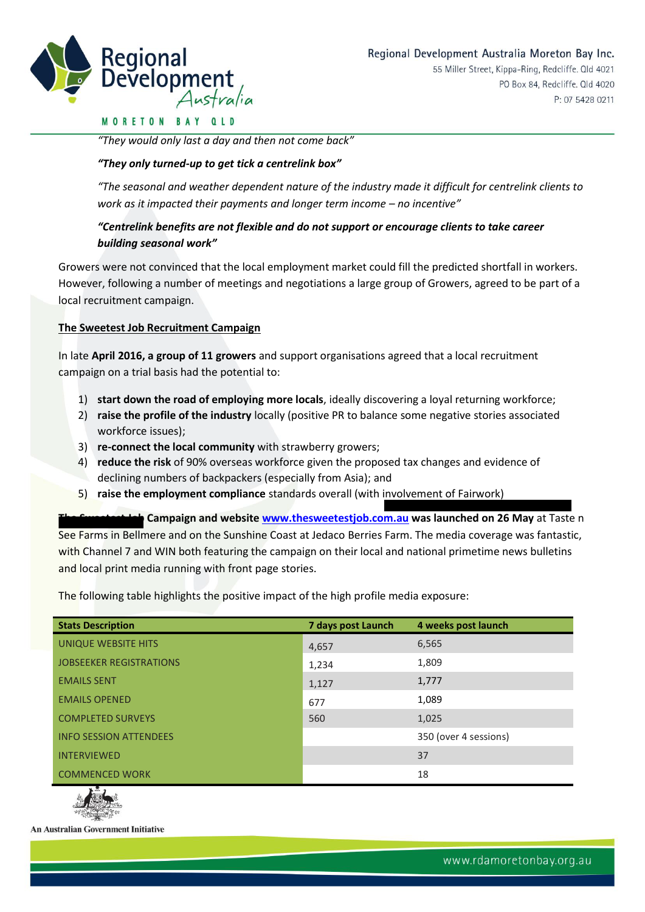*"They would only last a day and then not come back"*

***"They only turned-up to get tick a centrelink box"***

*"The seasonal and weather dependent nature of the industry made it difficult for centrelink clients to work as it impacted their payments and longer term income – no incentive"*

***"Centrelink benefits are not flexible and do not support or encourage clients to take career building seasonal work"***

Growers were not convinced that the local employment market could fill the predicted shortfall in workers. However, following a number of meetings and negotiations a large group of Growers, agreed to be part of a local recruitment campaign.

**The Sweetest Job Recruitment Campaign**

In late **April 2016, a group of 11 growers** and support organisations agreed that a local recruitment campaign on a trial basis had the potential to:

1) **start down the road of employing more locals**, ideally discovering a loyal returning workforce;
2) **raise the profile of the industry** locally (positive PR to balance some negative stories associated workforce issues);
3) **re-connect the local community** with strawberry growers;
4) **reduce the risk** of 90% overseas workforce given the proposed tax changes and evidence of declining numbers of backpackers (especially from Asia); and
5) **raise the employment compliance** standards overall (with involvement of Fairwork)

**The Sweetest Job Campaign and website www.thesweetestjob.com.au was launched on 26 May** at Taste n See Farms in Bellmere and on the Sunshine Coast at Jedaco Berries Farm. The media coverage was fantastic, with Channel 7 and WIN both featuring the campaign on their local and national primetime news bulletins and local print media running with front page stories.

The following table highlights the positive impact of the high profile media exposure:

| Stats Description | 7 days post Launch | 4 weeks post launch |
|---|---|---|
| UNIQUE WEBSITE HITS | 4,657 | 6,565 |
| JOBSEEKER REGISTRATIONS | 1,234 | 1,809 |
| EMAILS SENT | 1,127 | 1,777 |
| EMAILS OPENED | 677 | 1,089 |
| COMPLETED SURVEYS | 560 | 1,025 |
| INFO SESSION ATTENDEES | | 350 (over 4 sessions) |
| INTERVIEWED | | 37 |
| COMMENCED WORK | | 18 |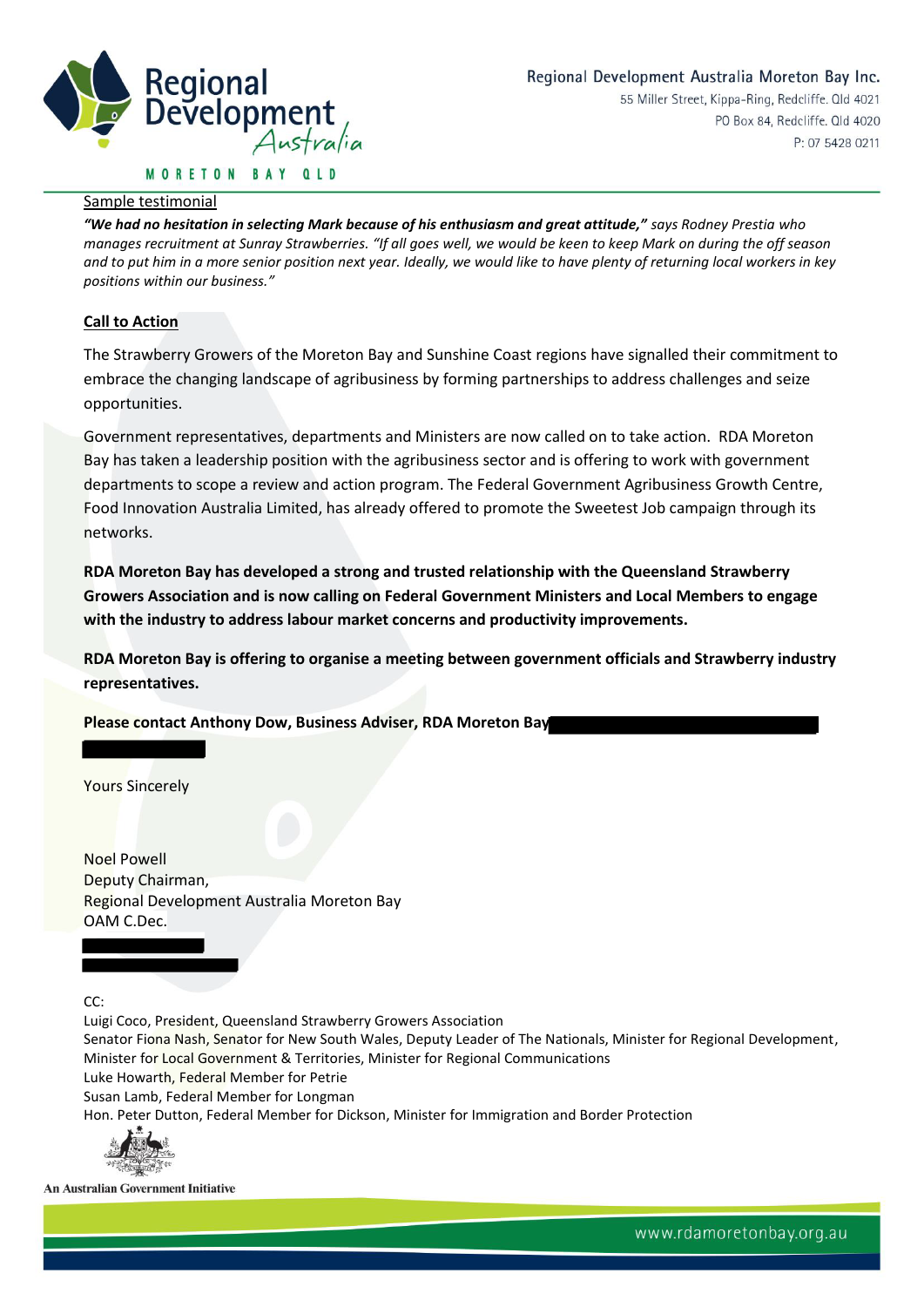Sample testimonial

***"We had no hesitation in selecting Mark because of his enthusiasm and great attitude,"*** *says Rodney Prestia who manages recruitment at Sunray Strawberries. "If all goes well, we would be keen to keep Mark on during the off season and to put him in a more senior position next year. Ideally, we would like to have plenty of returning local workers in key positions within our business."*

**Call to Action**

The Strawberry Growers of the Moreton Bay and Sunshine Coast regions have signalled their commitment to embrace the changing landscape of agribusiness by forming partnerships to address challenges and seize opportunities.

Government representatives, departments and Ministers are now called on to take action. RDA Moreton Bay has taken a leadership position with the agribusiness sector and is offering to work with government departments to scope a review and action program. The Federal Government Agribusiness Growth Centre, Food Innovation Australia Limited, has already offered to promote the Sweetest Job campaign through its networks.

**RDA Moreton Bay has developed a strong and trusted relationship with the Queensland Strawberry Growers Association and is now calling on Federal Government Ministers and Local Members to engage with the industry to address labour market concerns and productivity improvements.**

**RDA Moreton Bay is offering to organise a meeting between government officials and Strawberry industry representatives.**

**Please contact Anthony Dow, Business Adviser, RDA Moreton Bay**

Yours Sincerely

Noel Powell
Deputy Chairman,
Regional Development Australia Moreton Bay
OAM C.Dec.

CC:
Luigi Coco, President, Queensland Strawberry Growers Association
Senator Fiona Nash, Senator for New South Wales, Deputy Leader of The Nationals, Minister for Regional Development, Minister for Local Government & Territories, Minister for Regional Communications
Luke Howarth, Federal Member for Petrie
Susan Lamb, Federal Member for Longman
Hon. Peter Dutton, Federal Member for Dickson, Minister for Immigration and Border Protection

An Australian Government Initiative